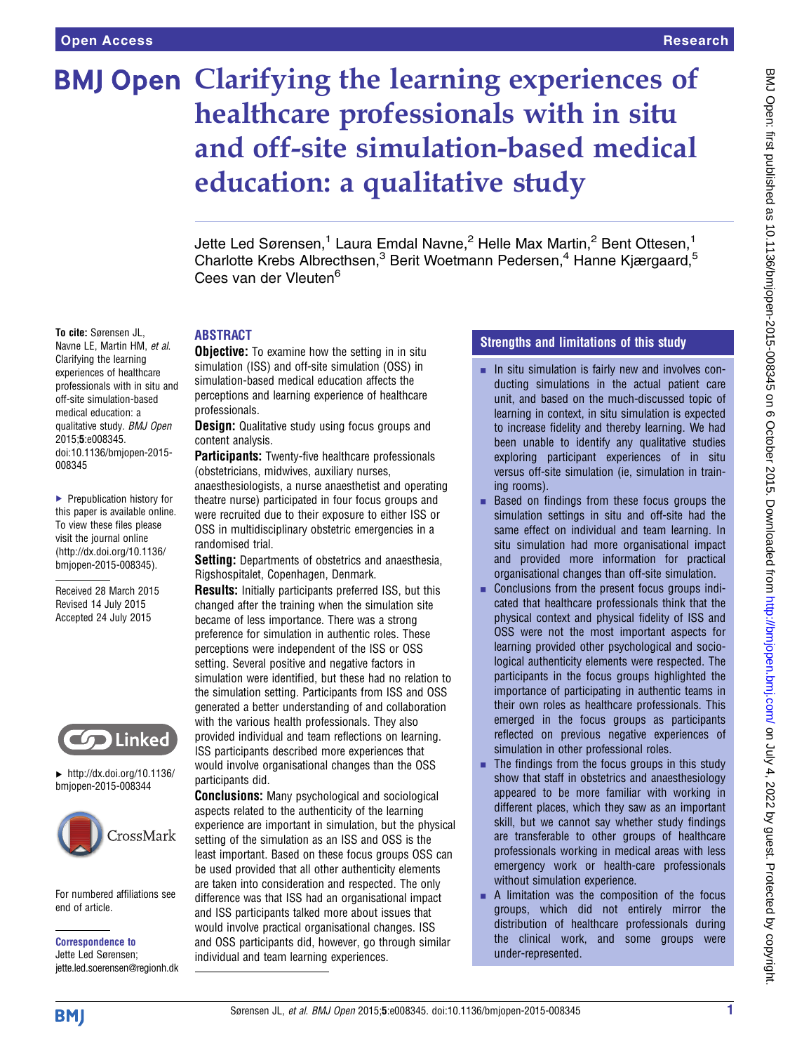Open Access

Research

# Clarifying the learning experiences of healthcare professionals with in situ and off-site simulation-based medical education: a qualitative study

Jette Led Sørensen,[1] Laura Emdal Navne,[2] Helle Max Martin,[2] Bent Ottesen,[1] Charlotte Krebs Albrecthsen,[3] Berit Woetmann Pedersen,[4] Hanne Kjærgaard,[5] Cees van der Vleuten[6]

**To cite:** Sørensen JL, Navne LE, Martin HM, *et al*. Clarifying the learning experiences of healthcare professionals with in situ and off-site simulation-based medical education: a qualitative study. *BMJ Open* 2015;**5**:e008345. doi:10.1136/bmjopen-2015-008345

▶ Prepublication history for this paper is available online. To view these files please visit the journal online (http://dx.doi.org/10.1136/bmjopen-2015-008345).

Received 28 March 2015
Revised 14 July 2015
Accepted 24 July 2015

▶ http://dx.doi.org/10.1136/bmjopen-2015-008344

For numbered affiliations see end of article.

**Correspondence to**
Jette Led Sørensen; jette.led.soerensen@regionh.dk

## ABSTRACT

**Objective:** To examine how the setting in in situ simulation (ISS) and off-site simulation (OSS) in simulation-based medical education affects the perceptions and learning experience of healthcare professionals.

**Design:** Qualitative study using focus groups and content analysis.

**Participants:** Twenty-five healthcare professionals (obstetricians, midwives, auxiliary nurses, anaesthesiologists, a nurse anaesthetist and operating theatre nurse) participated in four focus groups and were recruited due to their exposure to either ISS or OSS in multidisciplinary obstetric emergencies in a randomised trial.

**Setting:** Departments of obstetrics and anaesthesia, Rigshospitalet, Copenhagen, Denmark.

**Results:** Initially participants preferred ISS, but this changed after the training when the simulation site became of less importance. There was a strong preference for simulation in authentic roles. These perceptions were independent of the ISS or OSS setting. Several positive and negative factors in simulation were identified, but these had no relation to the simulation setting. Participants from ISS and OSS generated a better understanding of and collaboration with the various health professionals. They also provided individual and team reflections on learning. ISS participants described more experiences that would involve organisational changes than the OSS participants did.

**Conclusions:** Many psychological and sociological aspects related to the authenticity of the learning experience are important in simulation, but the physical setting of the simulation as an ISS and OSS is the least important. Based on these focus groups OSS can be used provided that all other authenticity elements are taken into consideration and respected. The only difference was that ISS had an organisational impact and ISS participants talked more about issues that would involve practical organisational changes. ISS and OSS participants did, however, go through similar individual and team learning experiences.

## Strengths and limitations of this study

- In situ simulation is fairly new and involves conducting simulations in the actual patient care unit, and based on the much-discussed topic of learning in context, in situ simulation is expected to increase fidelity and thereby learning. We had been unable to identify any qualitative studies exploring participant experiences of in situ versus off-site simulation (ie, simulation in training rooms).
- Based on findings from these focus groups the simulation settings in situ and off-site had the same effect on individual and team learning. In situ simulation had more organisational impact and provided more information for practical organisational changes than off-site simulation.
- Conclusions from the present focus groups indicated that healthcare professionals think that the physical context and physical fidelity of ISS and OSS were not the most important aspects for learning provided other psychological and sociological authenticity elements were respected. The participants in the focus groups highlighted the importance of participating in authentic teams in their own roles as healthcare professionals. This emerged in the focus groups as participants reflected on previous negative experiences of simulation in other professional roles.
- The findings from the focus groups in this study show that staff in obstetrics and anaesthesiology appeared to be more familiar with working in different places, which they saw as an important skill, but we cannot say whether study findings are transferable to other groups of healthcare professionals working in medical areas with less emergency work or health-care professionals without simulation experience.
- A limitation was the composition of the focus groups, which did not entirely mirror the distribution of healthcare professionals during the clinical work, and some groups were under-represented.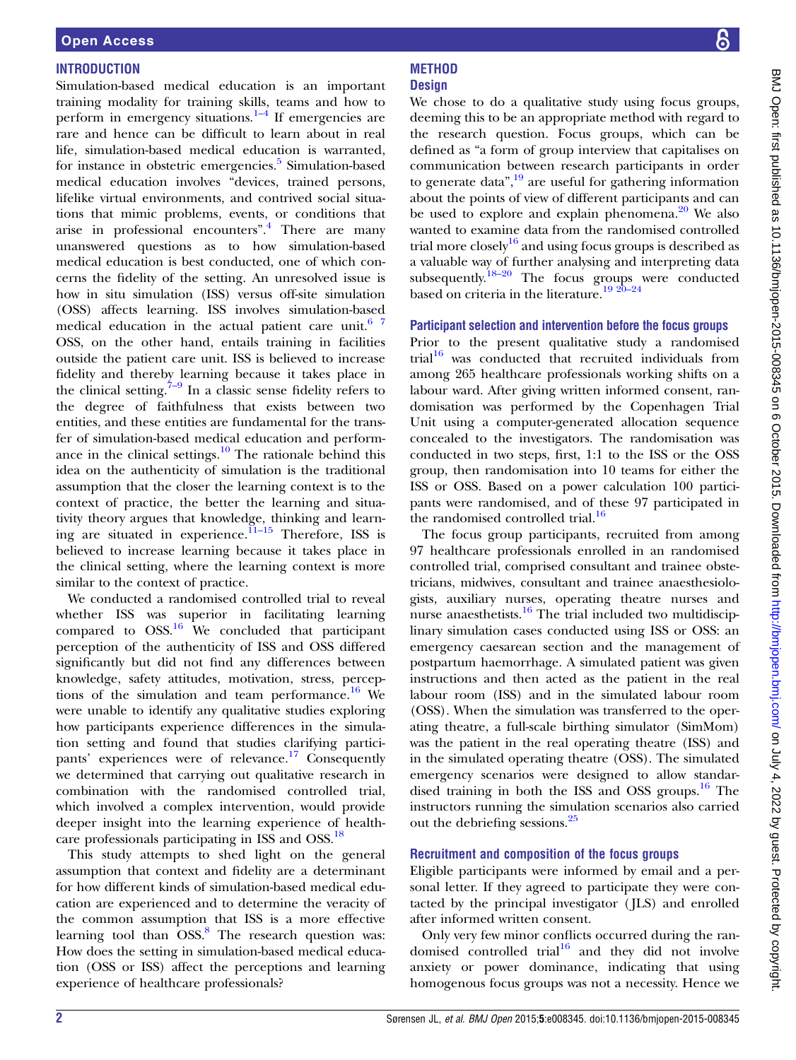## INTRODUCTION

Simulation-based medical education is an important training modality for training skills, teams and how to perform in emergency situations.[1–4] If emergencies are rare and hence can be difficult to learn about in real life, simulation-based medical education is warranted, for instance in obstetric emergencies.[5] Simulation-based medical education involves "devices, trained persons, lifelike virtual environments, and contrived social situations that mimic problems, events, or conditions that arise in professional encounters".[4] There are many unanswered questions as to how simulation-based medical education is best conducted, one of which concerns the fidelity of the setting. An unresolved issue is how in situ simulation (ISS) versus off-site simulation (OSS) affects learning. ISS involves simulation-based medical education in the actual patient care unit.[6 7] OSS, on the other hand, entails training in facilities outside the patient care unit. ISS is believed to increase fidelity and thereby learning because it takes place in the clinical setting.[7–9] In a classic sense fidelity refers to the degree of faithfulness that exists between two entities, and these entities are fundamental for the transfer of simulation-based medical education and performance in the clinical settings.[10] The rationale behind this idea on the authenticity of simulation is the traditional assumption that the closer the learning context is to the context of practice, the better the learning and situativity theory argues that knowledge, thinking and learning are situated in experience.[11–15] Therefore, ISS is believed to increase learning because it takes place in the clinical setting, where the learning context is more similar to the context of practice.

We conducted a randomised controlled trial to reveal whether ISS was superior in facilitating learning compared to OSS.[16] We concluded that participant perception of the authenticity of ISS and OSS differed significantly but did not find any differences between knowledge, safety attitudes, motivation, stress, perceptions of the simulation and team performance.[16] We were unable to identify any qualitative studies exploring how participants experience differences in the simulation setting and found that studies clarifying participants' experiences were of relevance.[17] Consequently we determined that carrying out qualitative research in combination with the randomised controlled trial, which involved a complex intervention, would provide deeper insight into the learning experience of healthcare professionals participating in ISS and OSS.[18]

This study attempts to shed light on the general assumption that context and fidelity are a determinant for how different kinds of simulation-based medical education are experienced and to determine the veracity of the common assumption that ISS is a more effective learning tool than OSS.[8] The research question was: How does the setting in simulation-based medical education (OSS or ISS) affect the perceptions and learning experience of healthcare professionals?

## METHOD

### Design

We chose to do a qualitative study using focus groups, deeming this to be an appropriate method with regard to the research question. Focus groups, which can be defined as "a form of group interview that capitalises on communication between research participants in order to generate data",[19] are useful for gathering information about the points of view of different participants and can be used to explore and explain phenomena.[20] We also wanted to examine data from the randomised controlled trial more closely[16] and using focus groups is described as a valuable way of further analysing and interpreting data subsequently.[18–20] The focus groups were conducted based on criteria in the literature.[19 20–24]

### Participant selection and intervention before the focus groups

Prior to the present qualitative study a randomised trial[16] was conducted that recruited individuals from among 265 healthcare professionals working shifts on a labour ward. After giving written informed consent, randomisation was performed by the Copenhagen Trial Unit using a computer-generated allocation sequence concealed to the investigators. The randomisation was conducted in two steps, first, 1:1 to the ISS or the OSS group, then randomisation into 10 teams for either the ISS or OSS. Based on a power calculation 100 participants were randomised, and of these 97 participated in the randomised controlled trial.[16]

The focus group participants, recruited from among 97 healthcare professionals enrolled in an randomised controlled trial, comprised consultant and trainee obstetricians, midwives, consultant and trainee anaesthesiologists, auxiliary nurses, operating theatre nurses and nurse anaesthetists.[16] The trial included two multidisciplinary simulation cases conducted using ISS or OSS: an emergency caesarean section and the management of postpartum haemorrhage. A simulated patient was given instructions and then acted as the patient in the real labour room (ISS) and in the simulated labour room (OSS). When the simulation was transferred to the operating theatre, a full-scale birthing simulator (SimMom) was the patient in the real operating theatre (ISS) and in the simulated operating theatre (OSS). The simulated emergency scenarios were designed to allow standardised training in both the ISS and OSS groups.[16] The instructors running the simulation scenarios also carried out the debriefing sessions.[25]

### Recruitment and composition of the focus groups

Eligible participants were informed by email and a personal letter. If they agreed to participate they were contacted by the principal investigator (JLS) and enrolled after informed written consent.

Only very few minor conflicts occurred during the randomised controlled trial[16] and they did not involve anxiety or power dominance, indicating that using homogenous focus groups was not a necessity. Hence we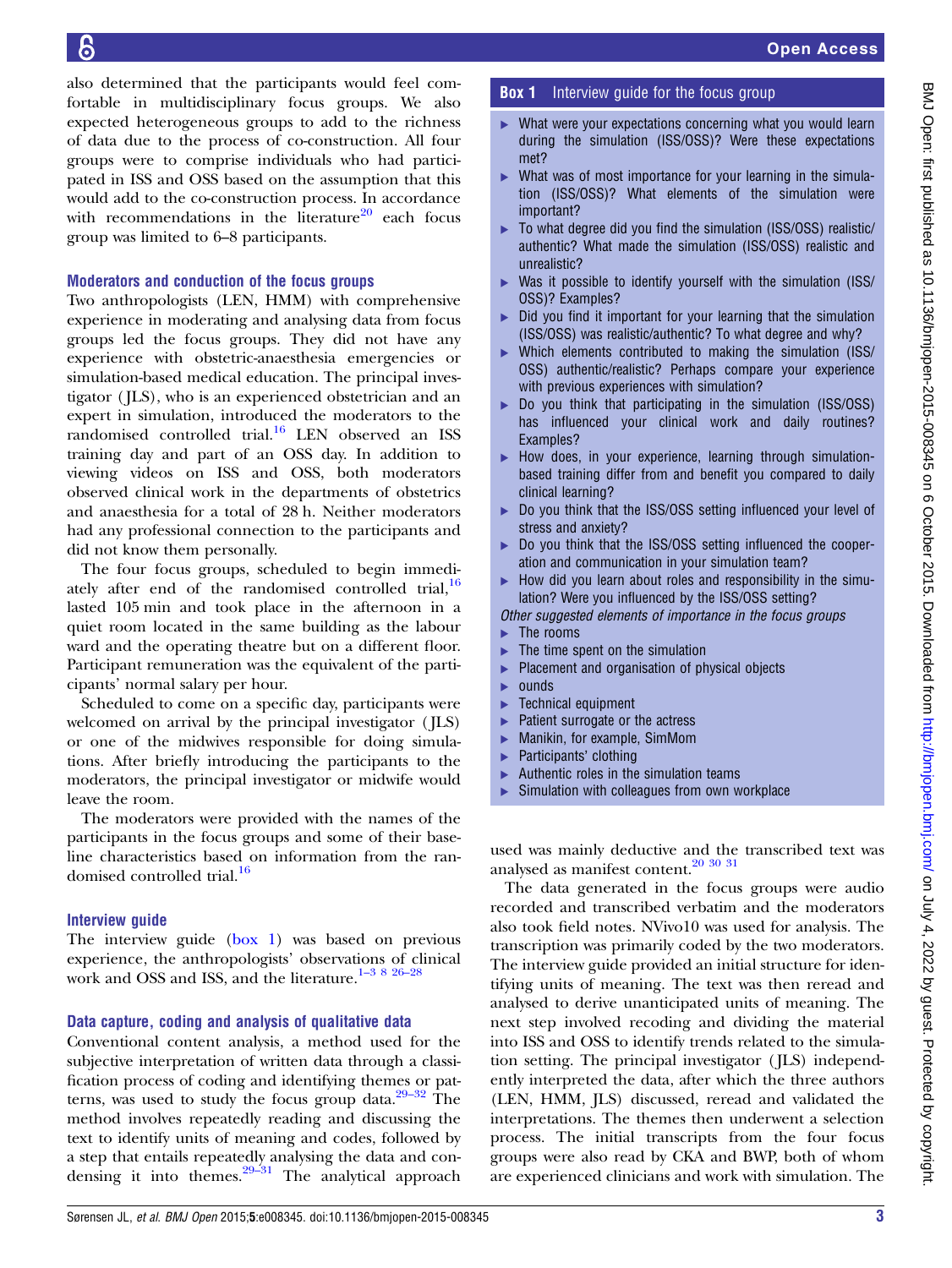also determined that the participants would feel comfortable in multidisciplinary focus groups. We also expected heterogeneous groups to add to the richness of data due to the process of co-construction. All four groups were to comprise individuals who had participated in ISS and OSS based on the assumption that this would add to the co-construction process. In accordance with recommendations in the literature[20] each focus group was limited to 6–8 participants.

### Moderators and conduction of the focus groups

Two anthropologists (LEN, HMM) with comprehensive experience in moderating and analysing data from focus groups led the focus groups. They did not have any experience with obstetric-anaesthesia emergencies or simulation-based medical education. The principal investigator (JLS), who is an experienced obstetrician and an expert in simulation, introduced the moderators to the randomised controlled trial.[16] LEN observed an ISS training day and part of an OSS day. In addition to viewing videos on ISS and OSS, both moderators observed clinical work in the departments of obstetrics and anaesthesia for a total of 28 h. Neither moderators had any professional connection to the participants and did not know them personally.

The four focus groups, scheduled to begin immediately after end of the randomised controlled trial,[16] lasted 105 min and took place in the afternoon in a quiet room located in the same building as the labour ward and the operating theatre but on a different floor. Participant remuneration was the equivalent of the participants' normal salary per hour.

Scheduled to come on a specific day, participants were welcomed on arrival by the principal investigator (JLS) or one of the midwives responsible for doing simulations. After briefly introducing the participants to the moderators, the principal investigator or midwife would leave the room.

The moderators were provided with the names of the participants in the focus groups and some of their baseline characteristics based on information from the randomised controlled trial.[16]

### Interview guide

The interview guide (box 1) was based on previous experience, the anthropologists' observations of clinical work and OSS and ISS, and the literature.[1–3 8 26–28]

### Data capture, coding and analysis of qualitative data

Conventional content analysis, a method used for the subjective interpretation of written data through a classification process of coding and identifying themes or patterns, was used to study the focus group data.[29–32] The method involves repeatedly reading and discussing the text to identify units of meaning and codes, followed by a step that entails repeatedly analysing the data and condensing it into themes.[29–31] The analytical approach used was mainly deductive and the transcribed text was analysed as manifest content.[20 30 31]

The data generated in the focus groups were audio recorded and transcribed verbatim and the moderators also took field notes. NVivo10 was used for analysis. The transcription was primarily coded by the two moderators. The interview guide provided an initial structure for identifying units of meaning. The text was then reread and analysed to derive unanticipated units of meaning. The next step involved recoding and dividing the material into ISS and OSS to identify trends related to the simulation setting. The principal investigator (JLS) independently interpreted the data, after which the three authors (LEN, HMM, JLS) discussed, reread and validated the interpretations. The themes then underwent a selection process. The initial transcripts from the four focus groups were also read by CKA and BWP, both of whom are experienced clinicians and work with simulation. The

**Box 1 Interview guide for the focus group**

- What were your expectations concerning what you would learn during the simulation (ISS/OSS)? Were these expectations met?
- What was of most importance for your learning in the simulation (ISS/OSS)? What elements of the simulation were important?
- To what degree did you find the simulation (ISS/OSS) realistic/authentic? What made the simulation (ISS/OSS) realistic and unrealistic?
- Was it possible to identify yourself with the simulation (ISS/OSS)? Examples?
- Did you find it important for your learning that the simulation (ISS/OSS) was realistic/authentic? To what degree and why?
- Which elements contributed to making the simulation (ISS/OSS) authentic/realistic? Perhaps compare your experience with previous experiences with simulation?
- Do you think that participating in the simulation (ISS/OSS) has influenced your clinical work and daily routines? Examples?
- How does, in your experience, learning through simulation-based training differ from and benefit you compared to daily clinical learning?
- Do you think that the ISS/OSS setting influenced your level of stress and anxiety?
- Do you think that the ISS/OSS setting influenced the cooperation and communication in your simulation team?
- How did you learn about roles and responsibility in the simulation? Were you influenced by the ISS/OSS setting?

*Other suggested elements of importance in the focus groups*

- The rooms
- The time spent on the simulation
- Placement and organisation of physical objects
- ounds
- Technical equipment
- Patient surrogate or the actress
- Manikin, for example, SimMom
- Participants' clothing
- Authentic roles in the simulation teams
- Simulation with colleagues from own workplace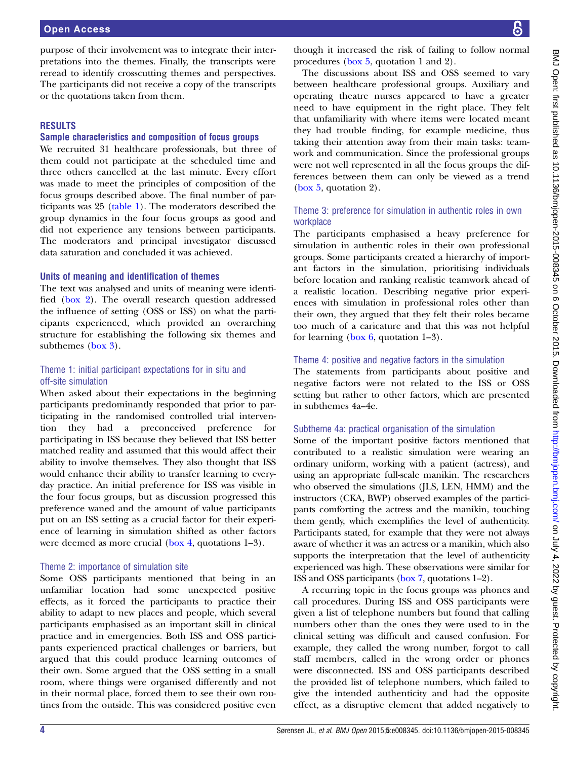purpose of their involvement was to integrate their interpretations into the themes. Finally, the transcripts were reread to identify crosscutting themes and perspectives. The participants did not receive a copy of the transcripts or the quotations taken from them.

## RESULTS

### Sample characteristics and composition of focus groups

We recruited 31 healthcare professionals, but three of them could not participate at the scheduled time and three others cancelled at the last minute. Every effort was made to meet the principles of composition of the focus groups described above. The final number of participants was 25 (table 1). The moderators described the group dynamics in the four focus groups as good and did not experience any tensions between participants. The moderators and principal investigator discussed data saturation and concluded it was achieved.

### Units of meaning and identification of themes

The text was analysed and units of meaning were identified (box 2). The overall research question addressed the influence of setting (OSS or ISS) on what the participants experienced, which provided an overarching structure for establishing the following six themes and subthemes (box 3).

#### Theme 1: initial participant expectations for in situ and off-site simulation

When asked about their expectations in the beginning participants predominantly responded that prior to participating in the randomised controlled trial intervention they had a preconceived preference for participating in ISS because they believed that ISS better matched reality and assumed that this would affect their ability to involve themselves. They also thought that ISS would enhance their ability to transfer learning to everyday practice. An initial preference for ISS was visible in the four focus groups, but as discussion progressed this preference waned and the amount of value participants put on an ISS setting as a crucial factor for their experience of learning in simulation shifted as other factors were deemed as more crucial (box 4, quotations 1–3).

#### Theme 2: importance of simulation site

Some OSS participants mentioned that being in an unfamiliar location had some unexpected positive effects, as it forced the participants to practice their ability to adapt to new places and people, which several participants emphasised as an important skill in clinical practice and in emergencies. Both ISS and OSS participants experienced practical challenges or barriers, but argued that this could produce learning outcomes of their own. Some argued that the OSS setting in a small room, where things were organised differently and not in their normal place, forced them to see their own routines from the outside. This was considered positive even though it increased the risk of failing to follow normal procedures (box 5, quotation 1 and 2).

The discussions about ISS and OSS seemed to vary between healthcare professional groups. Auxiliary and operating theatre nurses appeared to have a greater need to have equipment in the right place. They felt that unfamiliarity with where items were located meant they had trouble finding, for example medicine, thus taking their attention away from their main tasks: teamwork and communication. Since the professional groups were not well represented in all the focus groups the differences between them can only be viewed as a trend (box 5, quotation 2).

#### Theme 3: preference for simulation in authentic roles in own workplace

The participants emphasised a heavy preference for simulation in authentic roles in their own professional groups. Some participants created a hierarchy of important factors in the simulation, prioritising individuals before location and ranking realistic teamwork ahead of a realistic location. Describing negative prior experiences with simulation in professional roles other than their own, they argued that they felt their roles became too much of a caricature and that this was not helpful for learning (box 6, quotation 1–3).

#### Theme 4: positive and negative factors in the simulation

The statements from participants about positive and negative factors were not related to the ISS or OSS setting but rather to other factors, which are presented in subthemes 4a–4e.

#### Subtheme 4a: practical organisation of the simulation

Some of the important positive factors mentioned that contributed to a realistic simulation were wearing an ordinary uniform, working with a patient (actress), and using an appropriate full-scale manikin. The researchers who observed the simulations (JLS, LEN, HMM) and the instructors (CKA, BWP) observed examples of the participants comforting the actress and the manikin, touching them gently, which exemplifies the level of authenticity. Participants stated, for example that they were not always aware of whether it was an actress or a manikin, which also supports the interpretation that the level of authenticity experienced was high. These observations were similar for ISS and OSS participants (box 7, quotations 1–2).

A recurring topic in the focus groups was phones and call procedures. During ISS and OSS participants were given a list of telephone numbers but found that calling numbers other than the ones they were used to in the clinical setting was difficult and caused confusion. For example, they called the wrong number, forgot to call staff members, called in the wrong order or phones were disconnected. ISS and OSS participants described the provided list of telephone numbers, which failed to give the intended authenticity and had the opposite effect, as a disruptive element that added negatively to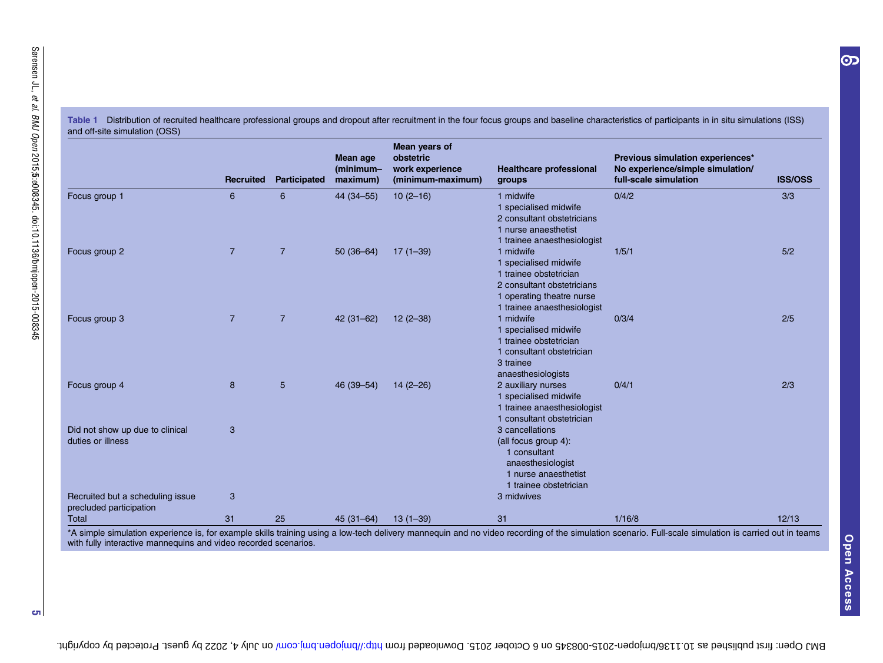**Table 1** Distribution of recruited healthcare professional groups and dropout after recruitment in the four focus groups and baseline characteristics of participants in in situ simulations (ISS) and off-site simulation (OSS)

| | Recruited | Participated | Mean age (minimum–maximum) | Mean years of obstetric work experience (minimum-maximum) | Healthcare professional groups | Previous simulation experiences* No experience/simple simulation/ full-scale simulation | ISS/OSS |
|---|---|---|---|---|---|---|---|
| Focus group 1 | 6 | 6 | 44 (34–55) | 10 (2–16) | 1 midwife<br>1 specialised midwife<br>2 consultant obstetricians<br>1 nurse anaesthetist<br>1 trainee anaesthesiologist | 0/4/2 | 3/3 |
| Focus group 2 | 7 | 7 | 50 (36–64) | 17 (1–39) | 1 midwife<br>1 specialised midwife<br>1 trainee obstetrician<br>2 consultant obstetricians<br>1 operating theatre nurse<br>1 trainee anaesthesiologist | 1/5/1 | 5/2 |
| Focus group 3 | 7 | 7 | 42 (31–62) | 12 (2–38) | 1 midwife<br>1 specialised midwife<br>1 trainee obstetrician<br>1 consultant obstetrician<br>3 trainee anaesthesiologists | 0/3/4 | 2/5 |
| Focus group 4 | 8 | 5 | 46 (39–54) | 14 (2–26) | 2 auxiliary nurses<br>1 specialised midwife<br>1 trainee anaesthesiologist<br>1 consultant obstetrician | 0/4/1 | 2/3 |
| Did not show up due to clinical duties or illness | 3 | | | | 3 cancellations (all focus group 4):<br>1 consultant anaesthesiologist<br>1 nurse anaesthetist<br>1 trainee obstetrician | | |
| Recruited but a scheduling issue precluded participation | 3 | | | | 3 midwives | | |
| Total | 31 | 25 | 45 (31–64) | 13 (1–39) | 31 | 1/16/8 | 12/13 |

*A simple simulation experience is, for example skills training using a low-tech delivery mannequin and no video recording of the simulation scenario. Full-scale simulation is carried out in teams with fully interactive mannequins and video recorded scenarios.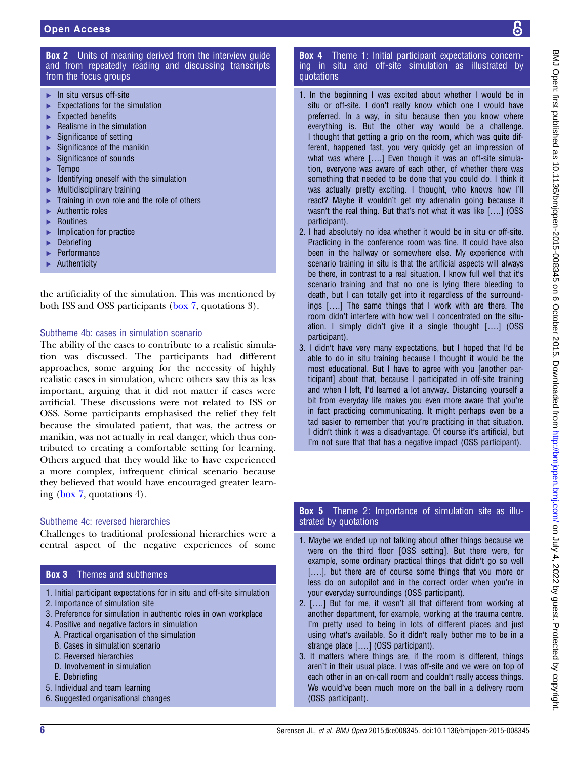**Box 2** Units of meaning derived from the interview guide and from repeatedly reading and discussing transcripts from the focus groups

- In situ versus off-site
- Expectations for the simulation
- Expected benefits
- Realisme in the simulation
- Significance of setting
- Significance of the manikin
- Significance of sounds
- Tempo
- Identifying oneself with the simulation
- Multidisciplinary training
- Training in own role and the role of others
- Authentic roles
- Routines
- Implication for practice
- Debriefing
- Performance
- Authenticity

the artificiality of the simulation. This was mentioned by both ISS and OSS participants (box 7, quotations 3).

### Subtheme 4b: cases in simulation scenario

The ability of the cases to contribute to a realistic simulation was discussed. The participants had different approaches, some arguing for the necessity of highly realistic cases in simulation, where others saw this as less important, arguing that it did not matter if cases were artificial. These discussions were not related to ISS or OSS. Some participants emphasised the relief they felt because the simulated patient, that was, the actress or manikin, was not actually in real danger, which thus contributed to creating a comfortable setting for learning. Others argued that they would like to have experienced a more complex, infrequent clinical scenario because they believed that would have encouraged greater learning (box 7, quotations 4).

### Subtheme 4c: reversed hierarchies

Challenges to traditional professional hierarchies were a central aspect of the negative experiences of some

**Box 3** Themes and subthemes

1. Initial participant expectations for in situ and off-site simulation
2. Importance of simulation site
3. Preference for simulation in authentic roles in own workplace
4. Positive and negative factors in simulation
   A. Practical organisation of the simulation
   B. Cases in simulation scenario
   C. Reversed hierarchies
   D. Involvement in simulation
   E. Debriefing
5. Individual and team learning
6. Suggested organisational changes

**Box 4** Theme 1: Initial participant expectations concerning in situ and off-site simulation as illustrated by quotations

1. In the beginning I was excited about whether I would be in situ or off-site. I don't really know which one I would have preferred. In a way, in situ because then you know where everything is. But the other way would be a challenge. I thought that getting a grip on the room, which was quite different, happened fast, you very quickly get an impression of what was where [….] Even though it was an off-site simulation, everyone was aware of each other, of whether there was something that needed to be done that you could do. I think it was actually pretty exciting. I thought, who knows how I'll react? Maybe it wouldn't get my adrenalin going because it wasn't the real thing. But that's not what it was like [….] (OSS participant).
2. I had absolutely no idea whether it would be in situ or off-site. Practicing in the conference room was fine. It could have also been in the hallway or somewhere else. My experience with scenario training in situ is that the artificial aspects will always be there, in contrast to a real situation. I know full well that it's scenario training and that no one is lying there bleeding to death, but I can totally get into it regardless of the surroundings [….] The same things that I work with are there. The room didn't interfere with how well I concentrated on the situation. I simply didn't give it a single thought [….] (OSS participant).
3. I didn't have very many expectations, but I hoped that I'd be able to do in situ training because I thought it would be the most educational. But I have to agree with you [another participant] about that, because I participated in off-site training and when I left, I'd learned a lot anyway. Distancing yourself a bit from everyday life makes you even more aware that you're in fact practicing communicating. It might perhaps even be a tad easier to remember that you're practicing in that situation. I didn't think it was a disadvantage. Of course it's artificial, but I'm not sure that that has a negative impact (OSS participant).

**Box 5** Theme 2: Importance of simulation site as illustrated by quotations

1. Maybe we ended up not talking about other things because we were on the third floor [OSS setting]. But there were, for example, some ordinary practical things that didn't go so well [….], but there are of course some things that you more or less do on autopilot and in the correct order when you're in your everyday surroundings (OSS participant).
2. [….] But for me, it wasn't all that different from working at another department, for example, working at the trauma centre. I'm pretty used to being in lots of different places and just using what's available. So it didn't really bother me to be in a strange place [….] (OSS participant).
3. It matters where things are, if the room is different, things aren't in their usual place. I was off-site and we were on top of each other in an on-call room and couldn't really access things. We would've been much more on the ball in a delivery room (OSS participant).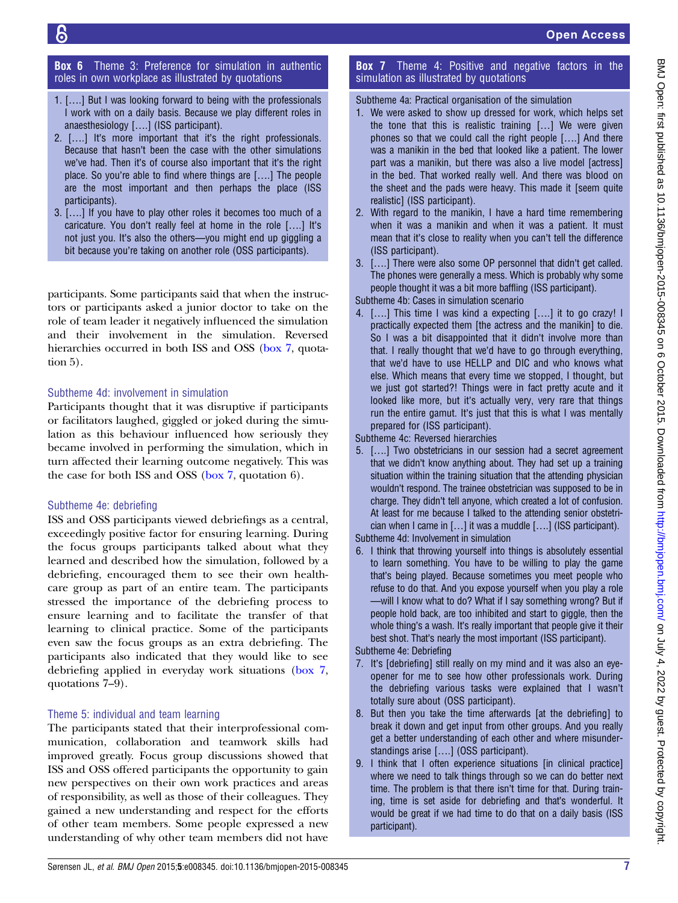**Box 6** Theme 3: Preference for simulation in authentic roles in own workplace as illustrated by quotations

1. [….] But I was looking forward to being with the professionals I work with on a daily basis. Because we play different roles in anaesthesiology [….] (ISS participant).
2. [….] It's more important that it's the right professionals. Because that hasn't been the case with the other simulations we've had. Then it's of course also important that it's the right place. So you're able to find where things are [….] The people are the most important and then perhaps the place (ISS participants).
3. [….] If you have to play other roles it becomes too much of a caricature. You don't really feel at home in the role [….] It's not just you. It's also the others—you might end up giggling a bit because you're taking on another role (OSS participants).

participants. Some participants said that when the instructors or participants asked a junior doctor to take on the role of team leader it negatively influenced the simulation and their involvement in the simulation. Reversed hierarchies occurred in both ISS and OSS (box 7, quotation 5).

### Subtheme 4d: involvement in simulation

Participants thought that it was disruptive if participants or facilitators laughed, giggled or joked during the simulation as this behaviour influenced how seriously they became involved in performing the simulation, which in turn affected their learning outcome negatively. This was the case for both ISS and OSS (box 7, quotation 6).

### Subtheme 4e: debriefing

ISS and OSS participants viewed debriefings as a central, exceedingly positive factor for ensuring learning. During the focus groups participants talked about what they learned and described how the simulation, followed by a debriefing, encouraged them to see their own healthcare group as part of an entire team. The participants stressed the importance of the debriefing process to ensure learning and to facilitate the transfer of that learning to clinical practice. Some of the participants even saw the focus groups as an extra debriefing. The participants also indicated that they would like to see debriefing applied in everyday work situations (box 7, quotations 7–9).

### Theme 5: individual and team learning

The participants stated that their interprofessional communication, collaboration and teamwork skills had improved greatly. Focus group discussions showed that ISS and OSS offered participants the opportunity to gain new perspectives on their own work practices and areas of responsibility, as well as those of their colleagues. They gained a new understanding and respect for the efforts of other team members. Some people expressed a new understanding of why other team members did not have

**Box 7** Theme 4: Positive and negative factors in the simulation as illustrated by quotations

Subtheme 4a: Practical organisation of the simulation

1. We were asked to show up dressed for work, which helps set the tone that this is realistic training […] We were given phones so that we could call the right people [….] And there was a manikin in the bed that looked like a patient. The lower part was a manikin, but there was also a live model [actress] in the bed. That worked really well. And there was blood on the sheet and the pads were heavy. This made it [seem quite realistic] (ISS participant).
2. With regard to the manikin, I have a hard time remembering when it was a manikin and when it was a patient. It must mean that it's close to reality when you can't tell the difference (ISS participant).
3. [….] There were also some OP personnel that didn't get called. The phones were generally a mess. Which is probably why some people thought it was a bit more baffling (ISS participant).

Subtheme 4b: Cases in simulation scenario

4. [….] This time I was kind a expecting [….] it to go crazy! I practically expected them [the actress and the manikin] to die. So I was a bit disappointed that it didn't involve more than that. I really thought that we'd have to go through everything, that we'd have to use HELLP and DIC and who knows what else. Which means that every time we stopped, I thought, but we just got started?! Things were in fact pretty acute and it looked like more, but it's actually very, very rare that things run the entire gamut. It's just that this is what I was mentally prepared for (ISS participant).

Subtheme 4c: Reversed hierarchies

5. [….] Two obstetricians in our session had a secret agreement that we didn't know anything about. They had set up a training situation within the training situation that the attending physician wouldn't respond. The trainee obstetrician was supposed to be in charge. They didn't tell anyone, which created a lot of confusion. At least for me because I talked to the attending senior obstetrician when I came in […] it was a muddle [….] (ISS participant).

Subtheme 4d: Involvement in simulation

6. I think that throwing yourself into things is absolutely essential to learn something. You have to be willing to play the game that's being played. Because sometimes you meet people who refuse to do that. And you expose yourself when you play a role—will I know what to do? What if I say something wrong? But if people hold back, are too inhibited and start to giggle, then the whole thing's a wash. It's really important that people give it their best shot. That's nearly the most important (ISS participant).

Subtheme 4e: Debriefing

7. It's [debriefing] still really on my mind and it was also an eye-opener for me to see how other professionals work. During the debriefing various tasks were explained that I wasn't totally sure about (OSS participant).
8. But then you take the time afterwards [at the debriefing] to break it down and get input from other groups. And you really get a better understanding of each other and where misunderstandings arise [….] (OSS participant).
9. I think that I often experience situations [in clinical practice] where we need to talk things through so we can do better next time. The problem is that there isn't time for that. During training, time is set aside for debriefing and that's wonderful. It would be great if we had time to do that on a daily basis (ISS participant).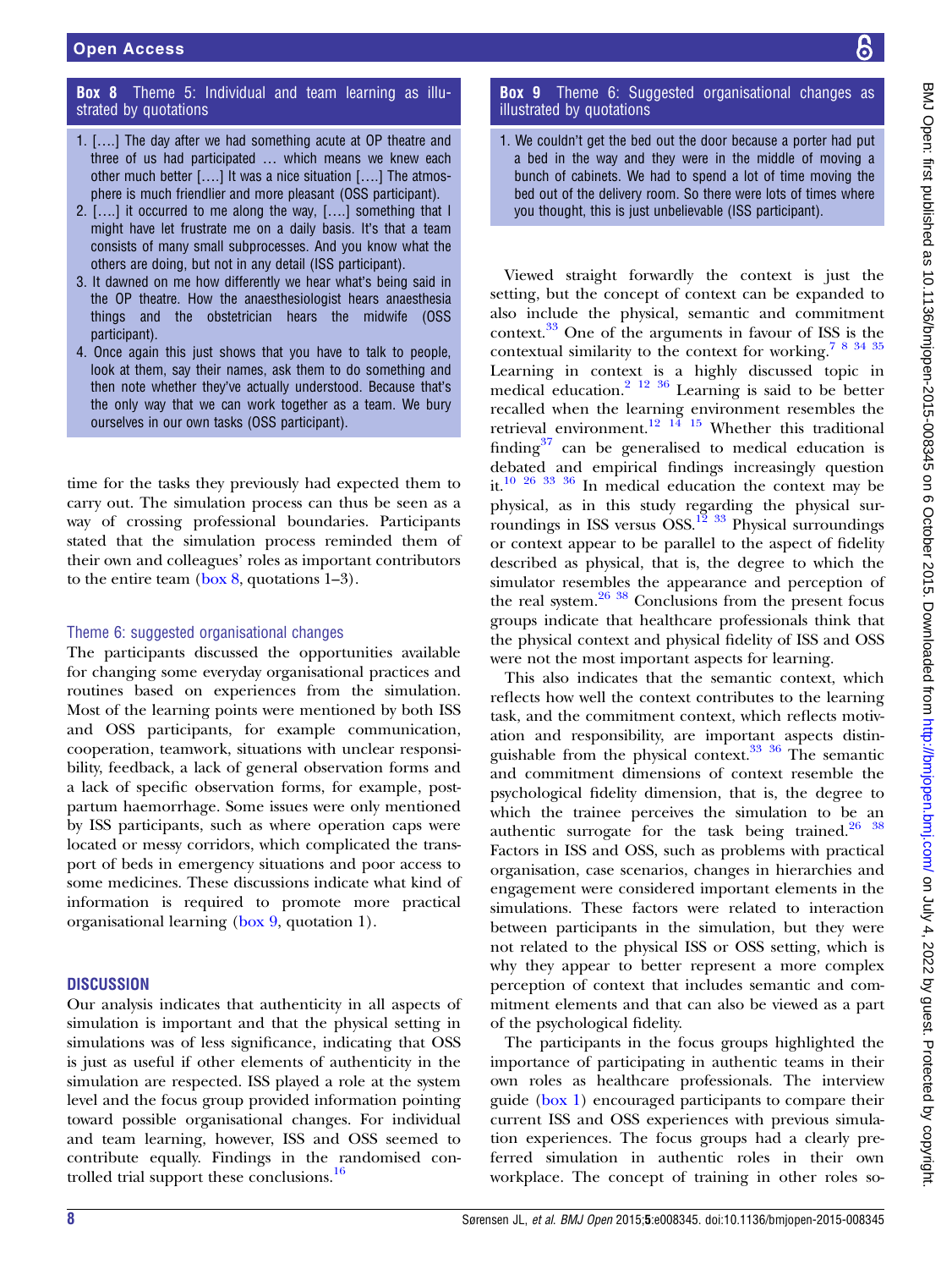**Box 8** Theme 5: Individual and team learning as illustrated by quotations

1. [….] The day after we had something acute at OP theatre and three of us had participated … which means we knew each other much better [….] It was a nice situation [….] The atmosphere is much friendlier and more pleasant (OSS participant).
2. [….] it occurred to me along the way, [….] something that I might have let frustrate me on a daily basis. It's that a team consists of many small subprocesses. And you know what the others are doing, but not in any detail (ISS participant).
3. It dawned on me how differently we hear what's being said in the OP theatre. How the anaesthesiologist hears anaesthesia things and the obstetrician hears the midwife (OSS participant).
4. Once again this just shows that you have to talk to people, look at them, say their names, ask them to do something and then note whether they've actually understood. Because that's the only way that we can work together as a team. We bury ourselves in our own tasks (OSS participant).

time for the tasks they previously had expected them to carry out. The simulation process can thus be seen as a way of crossing professional boundaries. Participants stated that the simulation process reminded them of their own and colleagues' roles as important contributors to the entire team (box 8, quotations 1–3).

### Theme 6: suggested organisational changes

The participants discussed the opportunities available for changing some everyday organisational practices and routines based on experiences from the simulation. Most of the learning points were mentioned by both ISS and OSS participants, for example communication, cooperation, teamwork, situations with unclear responsibility, feedback, a lack of general observation forms and a lack of specific observation forms, for example, post-partum haemorrhage. Some issues were only mentioned by ISS participants, such as where operation caps were located or messy corridors, which complicated the transport of beds in emergency situations and poor access to some medicines. These discussions indicate what kind of information is required to promote more practical organisational learning (box 9, quotation 1).

**Box 9** Theme 6: Suggested organisational changes as illustrated by quotations

1. We couldn't get the bed out the door because a porter had put a bed in the way and they were in the middle of moving a bunch of cabinets. We had to spend a lot of time moving the bed out of the delivery room. So there were lots of times where you thought, this is just unbelievable (ISS participant).

## DISCUSSION

Our analysis indicates that authenticity in all aspects of simulation is important and that the physical setting in simulations was of less significance, indicating that OSS is just as useful if other elements of authenticity in the simulation are respected. ISS played a role at the system level and the focus group provided information pointing toward possible organisational changes. For individual and team learning, however, ISS and OSS seemed to contribute equally. Findings in the randomised controlled trial support these conclusions.[16]

Viewed straight forwardly the context is just the setting, but the concept of context can be expanded to also include the physical, semantic and commitment context.[33] One of the arguments in favour of ISS is the contextual similarity to the context for working.[7 8 34 35] Learning in context is a highly discussed topic in medical education.[2 12 36] Learning is said to be better recalled when the learning environment resembles the retrieval environment.[12 14 15] Whether this traditional finding[37] can be generalised to medical education is debated and empirical findings increasingly question it.[10 26 33 36] In medical education the context may be physical, as in this study regarding the physical surroundings in ISS versus OSS.[12 33] Physical surroundings or context appear to be parallel to the aspect of fidelity described as physical, that is, the degree to which the simulator resembles the appearance and perception of the real system.[26 38] Conclusions from the present focus groups indicate that healthcare professionals think that the physical context and physical fidelity of ISS and OSS were not the most important aspects for learning.

This also indicates that the semantic context, which reflects how well the context contributes to the learning task, and the commitment context, which reflects motivation and responsibility, are important aspects distinguishable from the physical context.[33 36] The semantic and commitment dimensions of context resemble the psychological fidelity dimension, that is, the degree to which the trainee perceives the simulation to be an authentic surrogate for the task being trained.[26 38] Factors in ISS and OSS, such as problems with practical organisation, case scenarios, changes in hierarchies and engagement were considered important elements in the simulations. These factors were related to interaction between participants in the simulation, but they were not related to the physical ISS or OSS setting, which is why they appear to better represent a more complex perception of context that includes semantic and commitment elements and that can also be viewed as a part of the psychological fidelity.

The participants in the focus groups highlighted the importance of participating in authentic teams in their own roles as healthcare professionals. The interview guide (box 1) encouraged participants to compare their current ISS and OSS experiences with previous simulation experiences. The focus groups had a clearly preferred simulation in authentic roles in their own workplace. The concept of training in other roles so-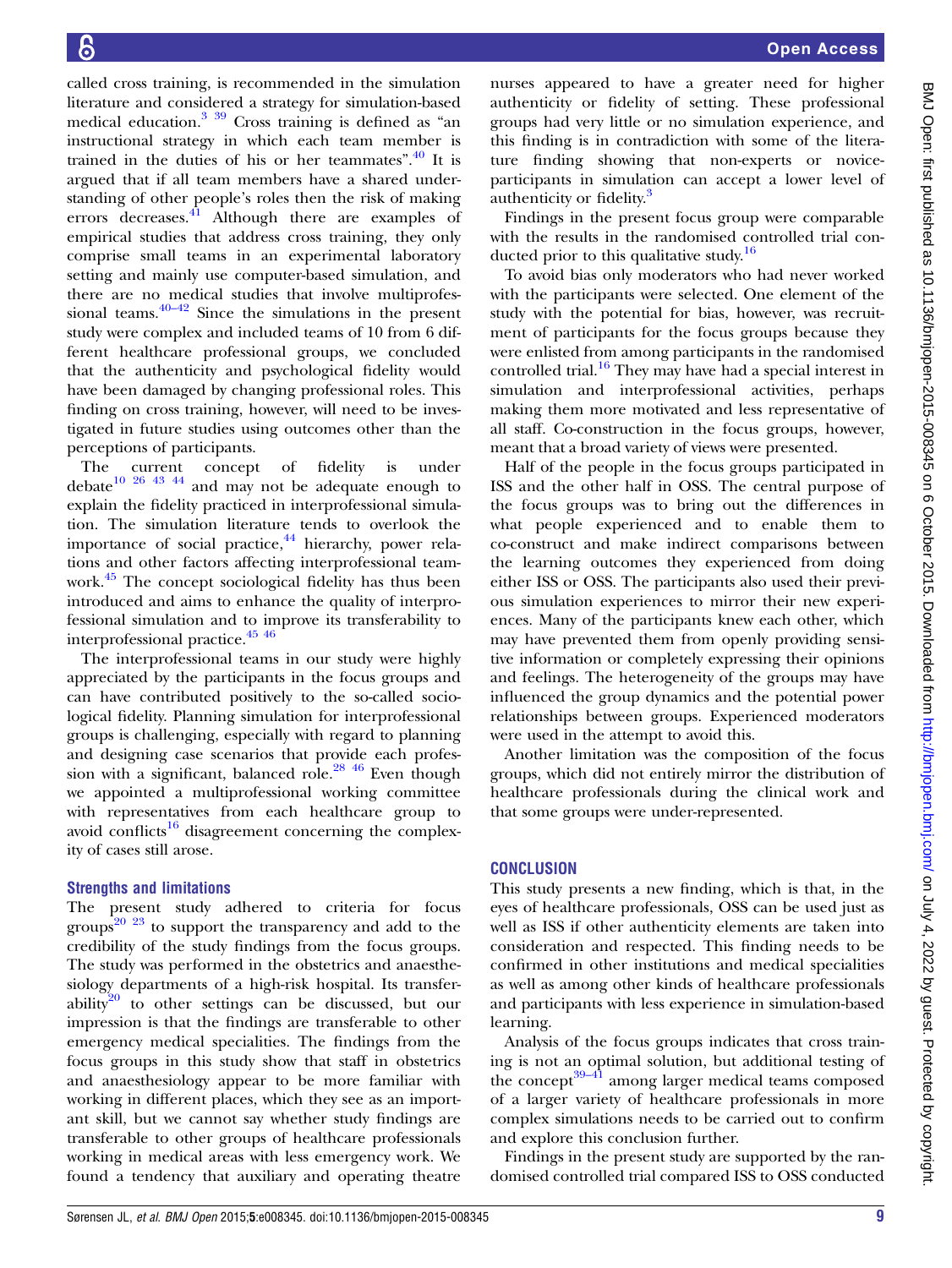called cross training, is recommended in the simulation literature and considered a strategy for simulation-based medical education.[3 39] Cross training is defined as "an instructional strategy in which each team member is trained in the duties of his or her teammates".[40] It is argued that if all team members have a shared understanding of other people's roles then the risk of making errors decreases.[41] Although there are examples of empirical studies that address cross training, they only comprise small teams in an experimental laboratory setting and mainly use computer-based simulation, and there are no medical studies that involve multiprofessional teams.[40–42] Since the simulations in the present study were complex and included teams of 10 from 6 different healthcare professional groups, we concluded that the authenticity and psychological fidelity would have been damaged by changing professional roles. This finding on cross training, however, will need to be investigated in future studies using outcomes other than the perceptions of participants.

The current concept of fidelity is under debate[10 26 43 44] and may not be adequate enough to explain the fidelity practiced in interprofessional simulation. The simulation literature tends to overlook the importance of social practice,[44] hierarchy, power relations and other factors affecting interprofessional teamwork.[45] The concept sociological fidelity has thus been introduced and aims to enhance the quality of interprofessional simulation and to improve its transferability to interprofessional practice.[45 46]

The interprofessional teams in our study were highly appreciated by the participants in the focus groups and can have contributed positively to the so-called sociological fidelity. Planning simulation for interprofessional groups is challenging, especially with regard to planning and designing case scenarios that provide each profession with a significant, balanced role.[28 46] Even though we appointed a multiprofessional working committee with representatives from each healthcare group to avoid conflicts[16] disagreement concerning the complexity of cases still arose.

### Strengths and limitations

The present study adhered to criteria for focus groups[20 23] to support the transparency and add to the credibility of the study findings from the focus groups. The study was performed in the obstetrics and anaesthesiology departments of a high-risk hospital. Its transferability[20] to other settings can be discussed, but our impression is that the findings are transferable to other emergency medical specialities. The findings from the focus groups in this study show that staff in obstetrics and anaesthesiology appear to be more familiar with working in different places, which they see as an important skill, but we cannot say whether study findings are transferable to other groups of healthcare professionals working in medical areas with less emergency work. We found a tendency that auxiliary and operating theatre nurses appeared to have a greater need for higher authenticity or fidelity of setting. These professional groups had very little or no simulation experience, and this finding is in contradiction with some of the literature finding showing that non-experts or novice-participants in simulation can accept a lower level of authenticity or fidelity.[3]

Findings in the present focus group were comparable with the results in the randomised controlled trial conducted prior to this qualitative study.[16]

To avoid bias only moderators who had never worked with the participants were selected. One element of the study with the potential for bias, however, was recruitment of participants for the focus groups because they were enlisted from among participants in the randomised controlled trial.[16] They may have had a special interest in simulation and interprofessional activities, perhaps making them more motivated and less representative of all staff. Co-construction in the focus groups, however, meant that a broad variety of views were presented.

Half of the people in the focus groups participated in ISS and the other half in OSS. The central purpose of the focus groups was to bring out the differences in what people experienced and to enable them to co-construct and make indirect comparisons between the learning outcomes they experienced from doing either ISS or OSS. The participants also used their previous simulation experiences to mirror their new experiences. Many of the participants knew each other, which may have prevented them from openly providing sensitive information or completely expressing their opinions and feelings. The heterogeneity of the groups may have influenced the group dynamics and the potential power relationships between groups. Experienced moderators were used in the attempt to avoid this.

Another limitation was the composition of the focus groups, which did not entirely mirror the distribution of healthcare professionals during the clinical work and that some groups were under-represented.

## CONCLUSION

This study presents a new finding, which is that, in the eyes of healthcare professionals, OSS can be used just as well as ISS if other authenticity elements are taken into consideration and respected. This finding needs to be confirmed in other institutions and medical specialities as well as among other kinds of healthcare professionals and participants with less experience in simulation-based learning.

Analysis of the focus groups indicates that cross training is not an optimal solution, but additional testing of the concept[39–41] among larger medical teams composed of a larger variety of healthcare professionals in more complex simulations needs to be carried out to confirm and explore this conclusion further.

Findings in the present study are supported by the randomised controlled trial compared ISS to OSS conducted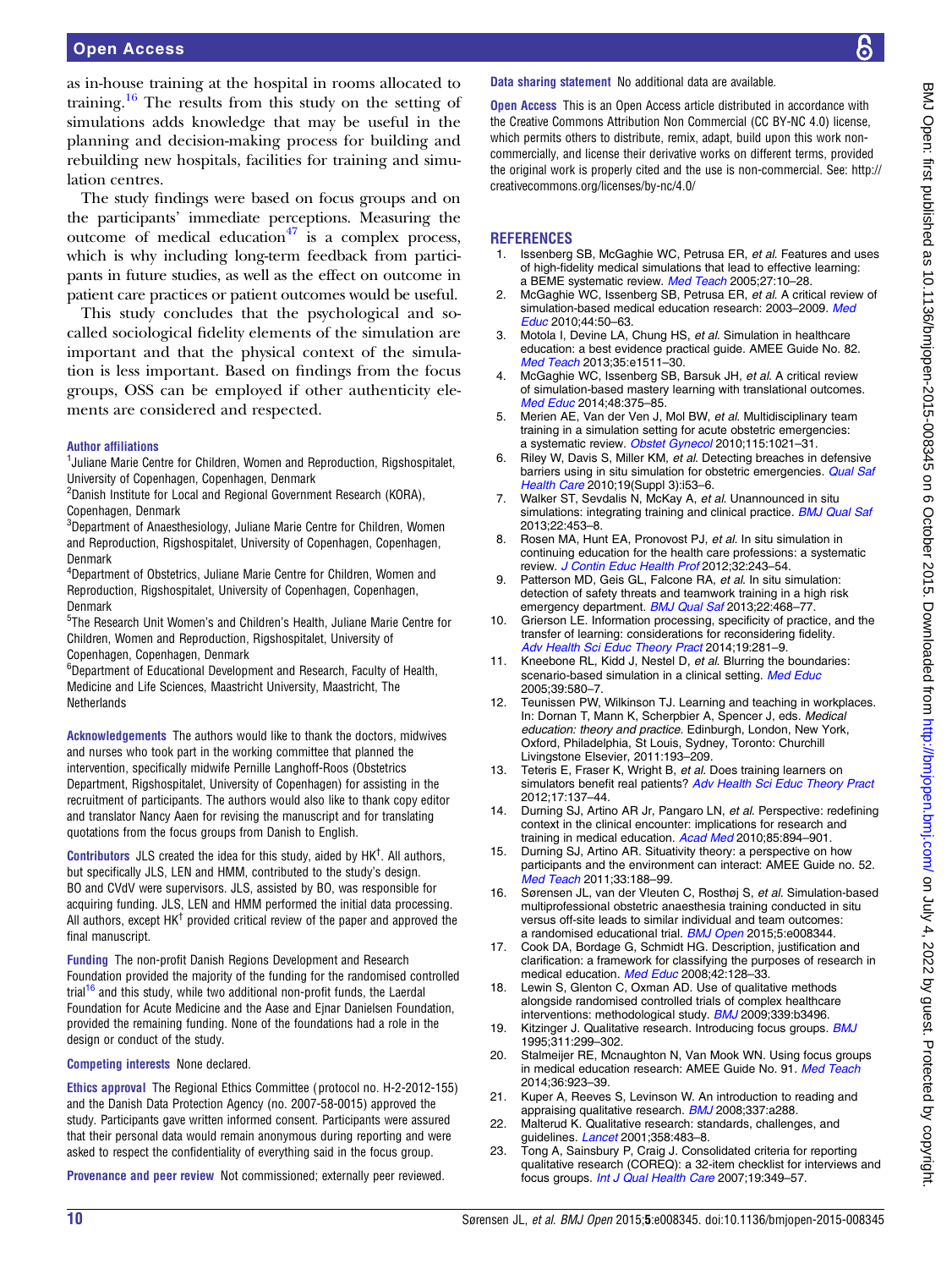as in-house training at the hospital in rooms allocated to training.[16] The results from this study on the setting of simulations adds knowledge that may be useful in the planning and decision-making process for building and rebuilding new hospitals, facilities for training and simulation centres.

The study findings were based on focus groups and on the participants' immediate perceptions. Measuring the outcome of medical education[47] is a complex process, which is why including long-term feedback from participants in future studies, as well as the effect on outcome in patient care practices or patient outcomes would be useful.

This study concludes that the psychological and so-called sociological fidelity elements of the simulation are important and that the physical context of the simulation is less important. Based on findings from the focus groups, OSS can be employed if other authenticity elements are considered and respected.

**Author affiliations**
[1]Juliane Marie Centre for Children, Women and Reproduction, Rigshospitalet, University of Copenhagen, Copenhagen, Denmark
[2]Danish Institute for Local and Regional Government Research (KORA), Copenhagen, Denmark
[3]Department of Anaesthesiology, Juliane Marie Centre for Children, Women and Reproduction, Rigshospitalet, University of Copenhagen, Copenhagen, Denmark
[4]Department of Obstetrics, Juliane Marie Centre for Children, Women and Reproduction, Rigshospitalet, University of Copenhagen, Copenhagen, Denmark
[5]The Research Unit Women's and Children's Health, Juliane Marie Centre for Children, Women and Reproduction, Rigshospitalet, University of Copenhagen, Copenhagen, Denmark
[6]Department of Educational Development and Research, Faculty of Health, Medicine and Life Sciences, Maastricht University, Maastricht, The Netherlands

**Acknowledgements** The authors would like to thank the doctors, midwives and nurses who took part in the working committee that planned the intervention, specifically midwife Pernille Langhoff-Roos (Obstetrics Department, Rigshospitalet, University of Copenhagen) for assisting in the recruitment of participants. The authors would also like to thank copy editor and translator Nancy Aaen for revising the manuscript and for translating quotations from the focus groups from Danish to English.

**Contributors** JLS created the idea for this study, aided by HK†. All authors, but specifically JLS, LEN and HMM, contributed to the study's design. BO and CVdV were supervisors. JLS, assisted by BO, was responsible for acquiring funding. JLS, LEN and HMM performed the initial data processing. All authors, except HK† provided critical review of the paper and approved the final manuscript.

**Funding** The non-profit Danish Regions Development and Research Foundation provided the majority of the funding for the randomised controlled trial[16] and this study, while two additional non-profit funds, the Laerdal Foundation for Acute Medicine and the Aase and Ejnar Danielsen Foundation, provided the remaining funding. None of the foundations had a role in the design or conduct of the study.

**Competing interests** None declared.

**Ethics approval** The Regional Ethics Committee (protocol no. H-2-2012-155) and the Danish Data Protection Agency (no. 2007-58-0015) approved the study. Participants gave written informed consent. Participants were assured that their personal data would remain anonymous during reporting and were asked to respect the confidentiality of everything said in the focus group.

**Provenance and peer review** Not commissioned; externally peer reviewed.

**Data sharing statement** No additional data are available.

**Open Access** This is an Open Access article distributed in accordance with the Creative Commons Attribution Non Commercial (CC BY-NC 4.0) license, which permits others to distribute, remix, adapt, build upon this work non-commercially, and license their derivative works on different terms, provided the original work is properly cited and the use is non-commercial. See: http://creativecommons.org/licenses/by-nc/4.0/

## REFERENCES

1. Issenberg SB, McGaghie WC, Petrusa ER, *et al*. Features and uses of high-fidelity medical simulations that lead to effective learning: a BEME systematic review. *Med Teach* 2005;27:10–28.
2. McGaghie WC, Issenberg SB, Petrusa ER, *et al*. A critical review of simulation-based medical education research: 2003–2009. *Med Educ* 2010;44:50–63.
3. Motola I, Devine LA, Chung HS, *et al*. Simulation in healthcare education: a best evidence practical guide. AMEE Guide No. 82. *Med Teach* 2013;35:e1511–30.
4. McGaghie WC, Issenberg SB, Barsuk JH, *et al*. A critical review of simulation-based mastery learning with translational outcomes. *Med Educ* 2014;48:375–85.
5. Merien AE, Van der Ven J, Mol BW, *et al*. Multidisciplinary team training in a simulation setting for acute obstetric emergencies: a systematic review. *Obstet Gynecol* 2010;115:1021–31.
6. Riley W, Davis S, Miller KM, *et al*. Detecting breaches in defensive barriers using in situ simulation for obstetric emergencies. *Qual Saf Health Care* 2010;19(Suppl 3):i53–6.
7. Walker ST, Sevdalis N, McKay A, *et al*. Unannounced in situ simulations: integrating training and clinical practice. *BMJ Qual Saf* 2013;22:453–8.
8. Rosen MA, Hunt EA, Pronovost PJ, *et al*. In situ simulation in continuing education for the health care professions: a systematic review. *J Contin Educ Health Prof* 2012;32:243–54.
9. Patterson MD, Geis GL, Falcone RA, *et al*. In situ simulation: detection of safety threats and teamwork training in a high risk emergency department. *BMJ Qual Saf* 2013;22:468–77.
10. Grierson LE. Information processing, specificity of practice, and the transfer of learning: considerations for reconsidering fidelity. *Adv Health Sci Educ Theory Pract* 2014;19:281–9.
11. Kneebone RL, Kidd J, Nestel D, *et al*. Blurring the boundaries: scenario-based simulation in a clinical setting. *Med Educ* 2005;39:580–7.
12. Teunissen PW, Wilkinson TJ. Learning and teaching in workplaces. In: Dornan T, Mann K, Scherpbier A, Spencer J, eds. *Medical education: theory and practice*. Edinburgh, London, New York, Oxford, Philadelphia, St Louis, Sydney, Toronto: Churchill Livingstone Elsevier, 2011:193–209.
13. Teteris E, Fraser K, Wright B, *et al*. Does training learners on simulators benefit real patients? *Adv Health Sci Educ Theory Pract* 2012;17:137–44.
14. Durning SJ, Artino AR Jr, Pangaro LN, *et al*. Perspective: redefining context in the clinical encounter: implications for research and training in medical education. *Acad Med* 2010;85:894–901.
15. Durning SJ, Artino AR. Situativity theory: a perspective on how participants and the environment can interact: AMEE Guide no. 52. *Med Teach* 2011;33:188–99.
16. Sørensen JL, van der Vleuten C, Rosthøj S, *et al*. Simulation-based multiprofessional obstetric anaesthesia training conducted in situ versus off-site leads to similar individual and team outcomes: a randomised educational trial. *BMJ Open* 2015;5:e008344.
17. Cook DA, Bordage G, Schmidt HG. Description, justification and clarification: a framework for classifying the purposes of research in medical education. *Med Educ* 2008;42:128–33.
18. Lewin S, Glenton C, Oxman AD. Use of qualitative methods alongside randomised controlled trials of complex healthcare interventions: methodological study. *BMJ* 2009;339:b3496.
19. Kitzinger J. Qualitative research. Introducing focus groups. *BMJ* 1995;311:299–302.
20. Stalmeijer RE, Mcnaughton N, Van Mook WN. Using focus groups in medical education research: AMEE Guide No. 91. *Med Teach* 2014;36:923–39.
21. Kuper A, Reeves S, Levinson W. An introduction to reading and appraising qualitative research. *BMJ* 2008;337:a288.
22. Malterud K. Qualitative research: standards, challenges, and guidelines. *Lancet* 2001;358:483–8.
23. Tong A, Sainsbury P, Craig J. Consolidated criteria for reporting qualitative research (COREQ): a 32-item checklist for interviews and focus groups. *Int J Qual Health Care* 2007;19:349–57.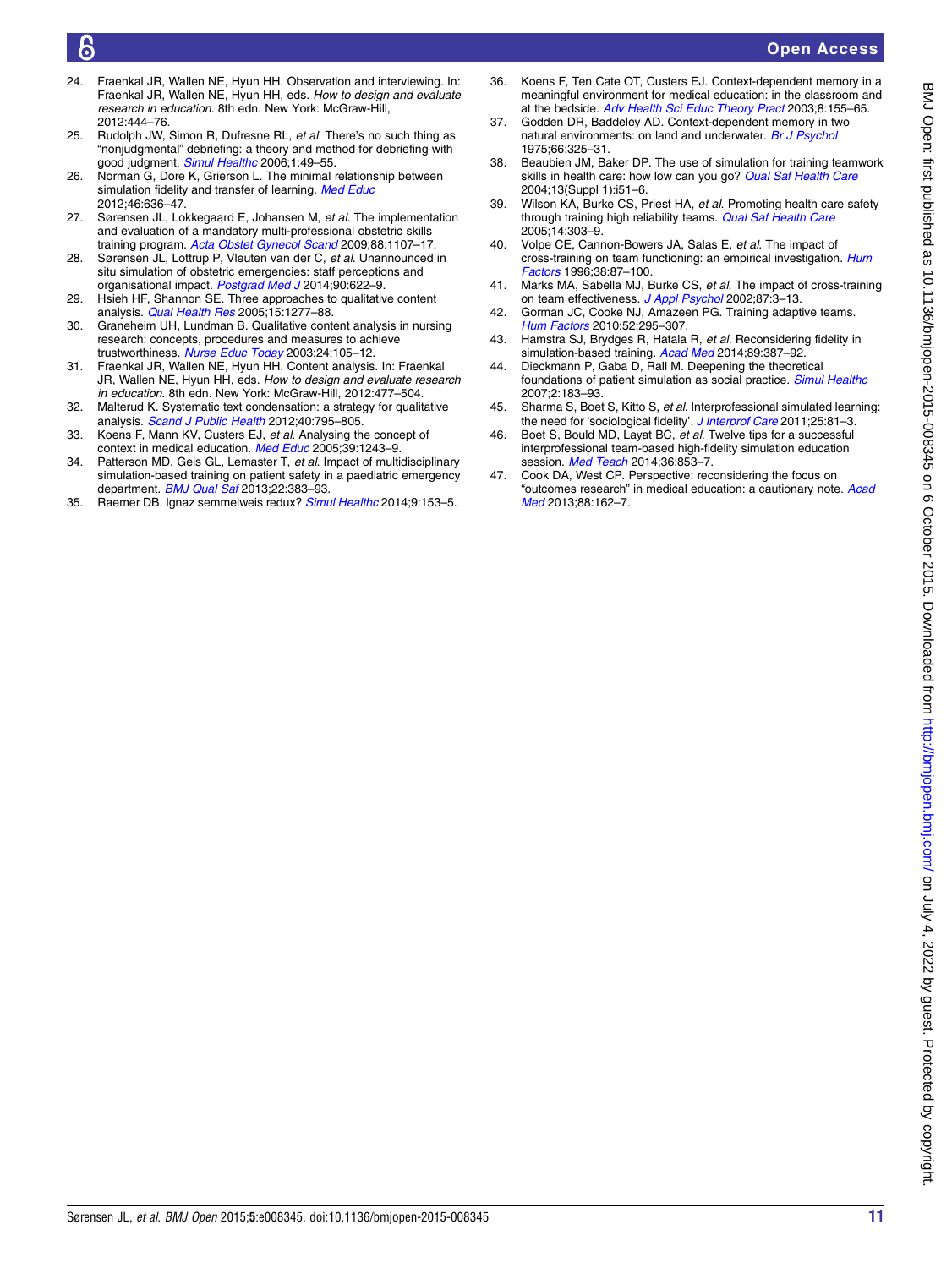24. Fraenkal JR, Wallen NE, Hyun HH. Observation and interviewing. In: Fraenkal JR, Wallen NE, Hyun HH, eds. *How to design and evaluate research in education*. 8th edn. New York: McGraw-Hill, 2012:444–76.
25. Rudolph JW, Simon R, Dufresne RL, *et al*. There's no such thing as "nonjudgmental" debriefing: a theory and method for debriefing with good judgment. *Simul Healthc* 2006;1:49–55.
26. Norman G, Dore K, Grierson L. The minimal relationship between simulation fidelity and transfer of learning. *Med Educ* 2012;46:636–47.
27. Sørensen JL, Lokkegaard E, Johansen M, *et al*. The implementation and evaluation of a mandatory multi-professional obstetric skills training program. *Acta Obstet Gynecol Scand* 2009;88:1107–17.
28. Sørensen JL, Lottrup P, Vleuten van der C, *et al*. Unannounced in situ simulation of obstetric emergencies: staff perceptions and organisational impact. *Postgrad Med J* 2014;90:622–9.
29. Hsieh HF, Shannon SE. Three approaches to qualitative content analysis. *Qual Health Res* 2005;15:1277–88.
30. Graneheim UH, Lundman B. Qualitative content analysis in nursing research: concepts, procedures and measures to achieve trustworthiness. *Nurse Educ Today* 2003;24:105–12.
31. Fraenkal JR, Wallen NE, Hyun HH. Content analysis. In: Fraenkal JR, Wallen NE, Hyun HH, eds. *How to design and evaluate research in education*. 8th edn. New York: McGraw-Hill, 2012:477–504.
32. Malterud K. Systematic text condensation: a strategy for qualitative analysis. *Scand J Public Health* 2012;40:795–805.
33. Koens F, Mann KV, Custers EJ, *et al*. Analysing the concept of context in medical education. *Med Educ* 2005;39:1243–9.
34. Patterson MD, Geis GL, Lemaster T, *et al*. Impact of multidisciplinary simulation-based training on patient safety in a paediatric emergency department. *BMJ Qual Saf* 2013;22:383–93.
35. Raemer DB. Ignaz semmelweis redux? *Simul Healthc* 2014;9:153–5.
36. Koens F, Ten Cate OT, Custers EJ. Context-dependent memory in a meaningful environment for medical education: in the classroom and at the bedside. *Adv Health Sci Educ Theory Pract* 2003;8:155–65.
37. Godden DR, Baddeley AD. Context-dependent memory in two natural environments: on land and underwater. *Br J Psychol* 1975;66:325–31.
38. Beaubien JM, Baker DP. The use of simulation for training teamwork skills in health care: how low can you go? *Qual Saf Health Care* 2004;13(Suppl 1):i51–6.
39. Wilson KA, Burke CS, Priest HA, *et al*. Promoting health care safety through training high reliability teams. *Qual Saf Health Care* 2005;14:303–9.
40. Volpe CE, Cannon-Bowers JA, Salas E, *et al*. The impact of cross-training on team functioning: an empirical investigation. *Hum Factors* 1996;38:87–100.
41. Marks MA, Sabella MJ, Burke CS, *et al*. The impact of cross-training on team effectiveness. *J Appl Psychol* 2002;87:3–13.
42. Gorman JC, Cooke NJ, Amazeen PG. Training adaptive teams. *Hum Factors* 2010;52:295–307.
43. Hamstra SJ, Brydges R, Hatala R, *et al*. Reconsidering fidelity in simulation-based training. *Acad Med* 2014;89:387–92.
44. Dieckmann P, Gaba D, Rall M. Deepening the theoretical foundations of patient simulation as social practice. *Simul Healthc* 2007;2:183–93.
45. Sharma S, Boet S, Kitto S, *et al*. Interprofessional simulated learning: the need for 'sociological fidelity'. *J Interprof Care* 2011;25:81–3.
46. Boet S, Bould MD, Layat BC, *et al*. Twelve tips for a successful interprofessional team-based high-fidelity simulation education session. *Med Teach* 2014;36:853–7.
47. Cook DA, West CP. Perspective: reconsidering the focus on "outcomes research" in medical education: a cautionary note. *Acad Med* 2013;88:162–7.